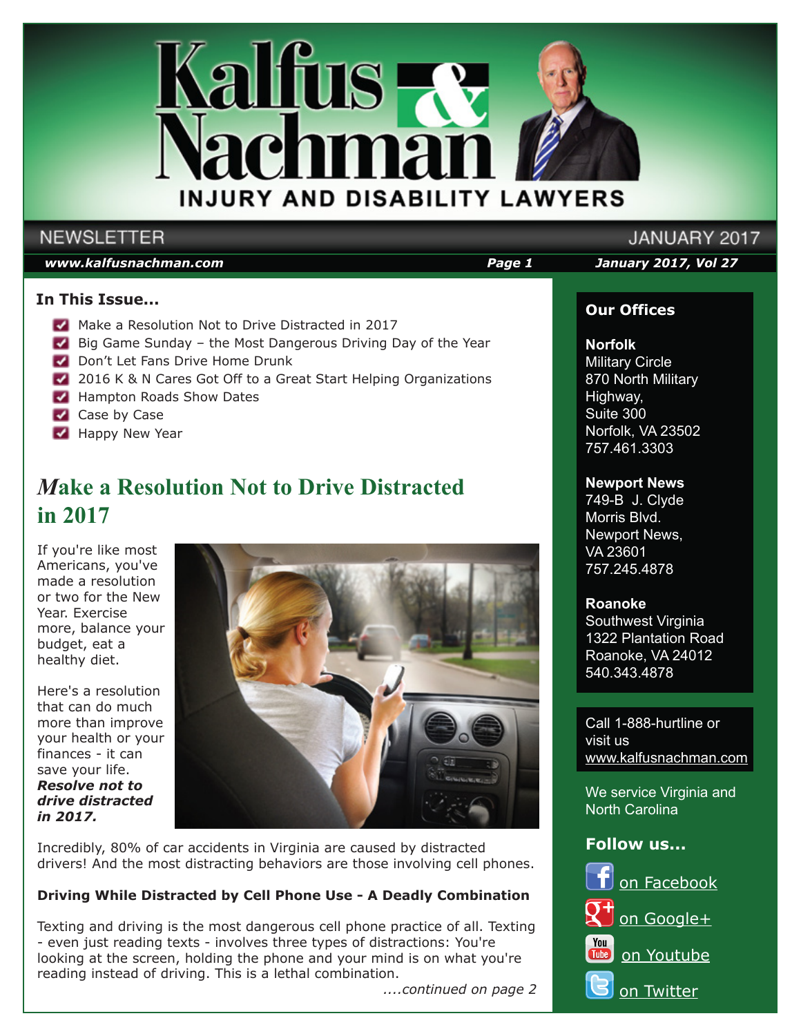# Kalfus & Nachman

INJURY AND DISABILITY LAWYERS

NEWSLETTER — JANUARY 2017

### In This Issue...

- Make a Resolution Not to Drive Distracted in 2017
- Big Game Sunday – the Most Dangerous Driving Day of the Year
- Don't Let Fans Drive Home Drunk
- 2016 K & N Cares Got Off to a Great Start Helping Organizations
- Hampton Roads Show Dates
- Case by Case
- Happy New Year

## Make a Resolution Not to Drive Distracted in 2017

If you're like most Americans, you've made a resolution or two for the New Year. Exercise more, balance your budget, eat a healthy diet.

Here's a resolution that can do much more than improve your health or your finances - it can save your life. ***Resolve not to drive distracted in 2017.***

Incredibly, 80% of car accidents in Virginia are caused by distracted drivers! And the most distracting behaviors are those involving cell phones.

**Driving While Distracted by Cell Phone Use - A Deadly Combination**

Texting and driving is the most dangerous cell phone practice of all. Texting - even just reading texts - involves three types of distractions: You're looking at the screen, holding the phone and your mind is on what you're reading instead of driving. This is a lethal combination.

*....continued on page 2*

### Our Offices

**Norfolk**
Military Circle
870 North Military Highway,
Suite 300
Norfolk, VA 23502
757.461.3303

**Newport News**
749-B J. Clyde Morris Blvd.
Newport News, VA 23601
757.245.4878

**Roanoke**
Southwest Virginia
1322 Plantation Road
Roanoke, VA 24012
540.343.4878

Call 1-888-hurtline or visit us www.kalfusnachman.com

We service Virginia and North Carolina

### Follow us...

- on Facebook
- on Google+
- on Youtube
- on Twitter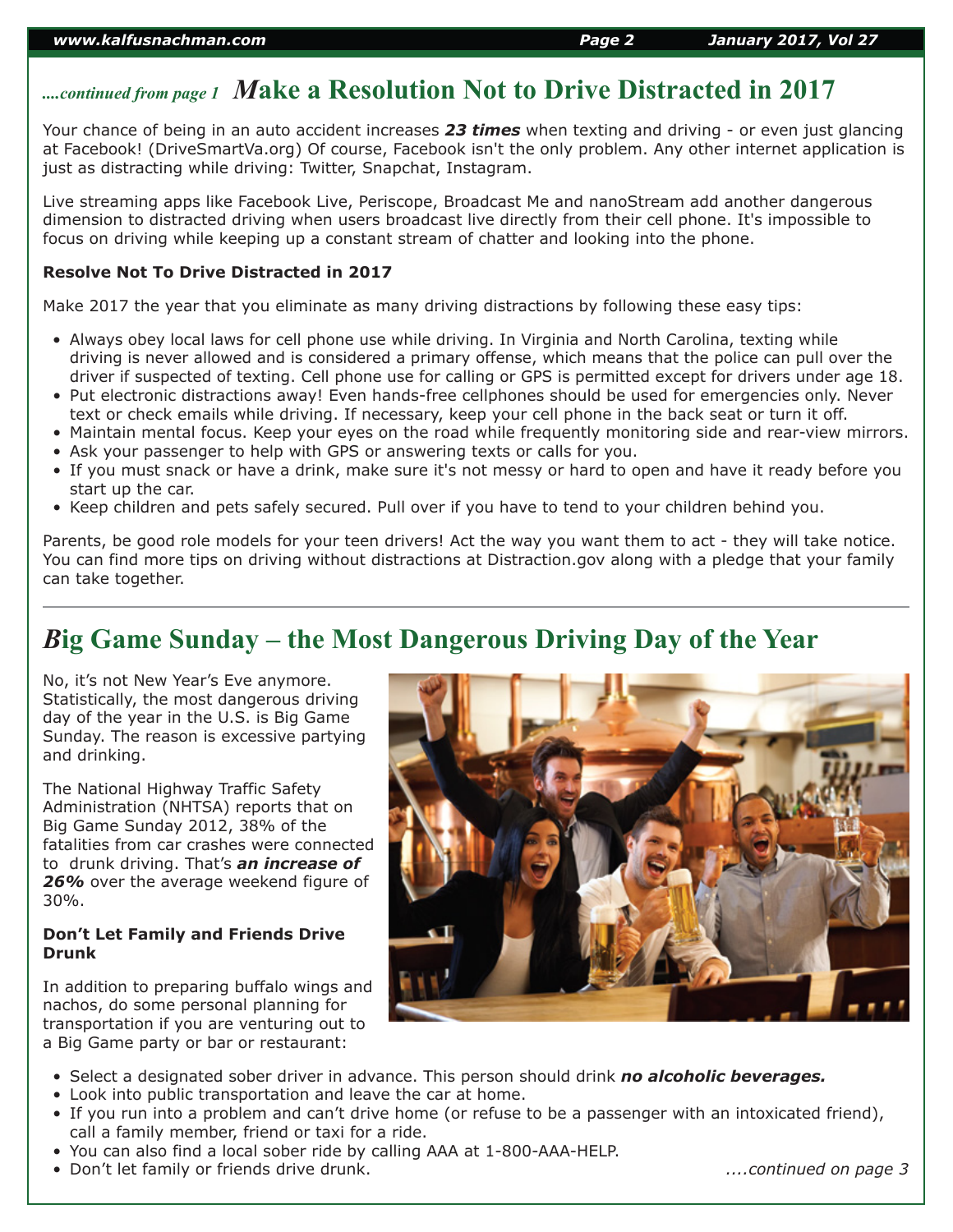*....continued from page 1*

## Make a Resolution Not to Drive Distracted in 2017

Your chance of being in an auto accident increases ***23 times*** when texting and driving - or even just glancing at Facebook! (DriveSmartVa.org) Of course, Facebook isn't the only problem. Any other internet application is just as distracting while driving: Twitter, Snapchat, Instagram.

Live streaming apps like Facebook Live, Periscope, Broadcast Me and nanoStream add another dangerous dimension to distracted driving when users broadcast live directly from their cell phone. It's impossible to focus on driving while keeping up a constant stream of chatter and looking into the phone.

**Resolve Not To Drive Distracted in 2017**

Make 2017 the year that you eliminate as many driving distractions by following these easy tips:

- Always obey local laws for cell phone use while driving. In Virginia and North Carolina, texting while driving is never allowed and is considered a primary offense, which means that the police can pull over the driver if suspected of texting. Cell phone use for calling or GPS is permitted except for drivers under age 18.
- Put electronic distractions away! Even hands-free cellphones should be used for emergencies only. Never text or check emails while driving. If necessary, keep your cell phone in the back seat or turn it off.
- Maintain mental focus. Keep your eyes on the road while frequently monitoring side and rear-view mirrors.
- Ask your passenger to help with GPS or answering texts or calls for you.
- If you must snack or have a drink, make sure it's not messy or hard to open and have it ready before you start up the car.
- Keep children and pets safely secured. Pull over if you have to tend to your children behind you.

Parents, be good role models for your teen drivers! Act the way you want them to act - they will take notice. You can find more tips on driving without distractions at Distraction.gov along with a pledge that your family can take together.

## Big Game Sunday – the Most Dangerous Driving Day of the Year

No, it's not New Year's Eve anymore. Statistically, the most dangerous driving day of the year in the U.S. is Big Game Sunday. The reason is excessive partying and drinking.

The National Highway Traffic Safety Administration (NHTSA) reports that on Big Game Sunday 2012, 38% of the fatalities from car crashes were connected to drunk driving. That's ***an increase of 26%*** over the average weekend figure of 30%.

**Don't Let Family and Friends Drive Drunk**

In addition to preparing buffalo wings and nachos, do some personal planning for transportation if you are venturing out to a Big Game party or bar or restaurant:

- Select a designated sober driver in advance. This person should drink ***no alcoholic beverages.***
- Look into public transportation and leave the car at home.
- If you run into a problem and can't drive home (or refuse to be a passenger with an intoxicated friend), call a family member, friend or taxi for a ride.
- You can also find a local sober ride by calling AAA at 1-800-AAA-HELP.
- Don't let family or friends drive drunk.

*....continued on page 3*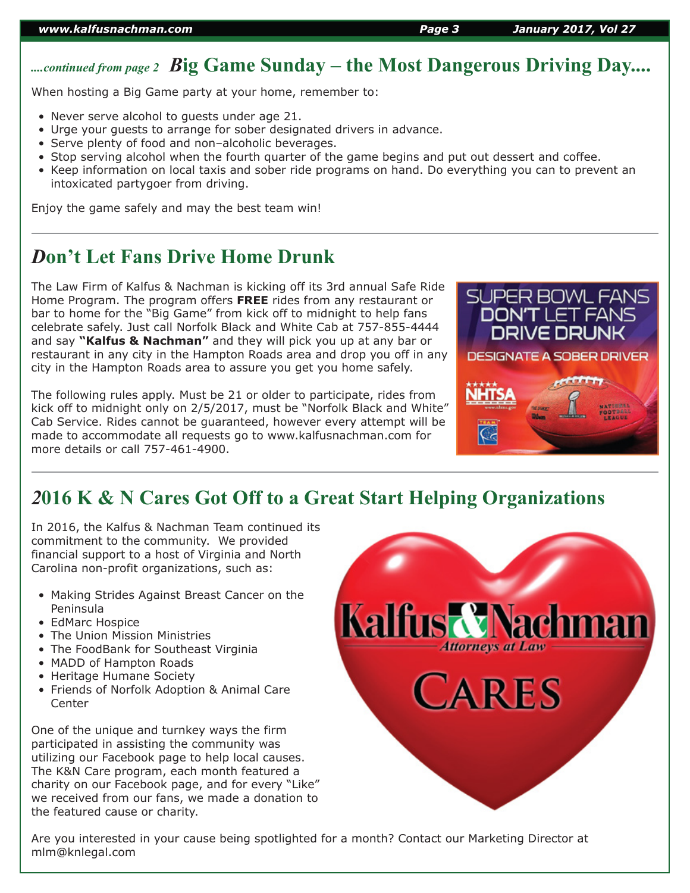*....continued from page 2* **Big Game Sunday – the Most Dangerous Driving Day....**

When hosting a Big Game party at your home, remember to:

- Never serve alcohol to guests under age 21.
- Urge your guests to arrange for sober designated drivers in advance.
- Serve plenty of food and non–alcoholic beverages.
- Stop serving alcohol when the fourth quarter of the game begins and put out dessert and coffee.
- Keep information on local taxis and sober ride programs on hand. Do everything you can to prevent an intoxicated partygoer from driving.

Enjoy the game safely and may the best team win!

## Don't Let Fans Drive Home Drunk

The Law Firm of Kalfus & Nachman is kicking off its 3rd annual Safe Ride Home Program. The program offers **FREE** rides from any restaurant or bar to home for the "Big Game" from kick off to midnight to help fans celebrate safely. Just call Norfolk Black and White Cab at 757-855-4444 and say **"Kalfus & Nachman"** and they will pick you up at any bar or restaurant in any city in the Hampton Roads area and drop you off in any city in the Hampton Roads area to assure you get you home safely.

The following rules apply. Must be 21 or older to participate, rides from kick off to midnight only on 2/5/2017, must be "Norfolk Black and White" Cab Service. Rides cannot be guaranteed, however every attempt will be made to accommodate all requests go to www.kalfusnachman.com for more details or call 757-461-4900.

## 2016 K & N Cares Got Off to a Great Start Helping Organizations

In 2016, the Kalfus & Nachman Team continued its commitment to the community. We provided financial support to a host of Virginia and North Carolina non-profit organizations, such as:

- Making Strides Against Breast Cancer on the Peninsula
- EdMarc Hospice
- The Union Mission Ministries
- The FoodBank for Southeast Virginia
- MADD of Hampton Roads
- Heritage Humane Society
- Friends of Norfolk Adoption & Animal Care Center

One of the unique and turnkey ways the firm participated in assisting the community was utilizing our Facebook page to help local causes. The K&N Care program, each month featured a charity on our Facebook page, and for every "Like" we received from our fans, we made a donation to the featured cause or charity.

Are you interested in your cause being spotlighted for a month? Contact our Marketing Director at mlm@knlegal.com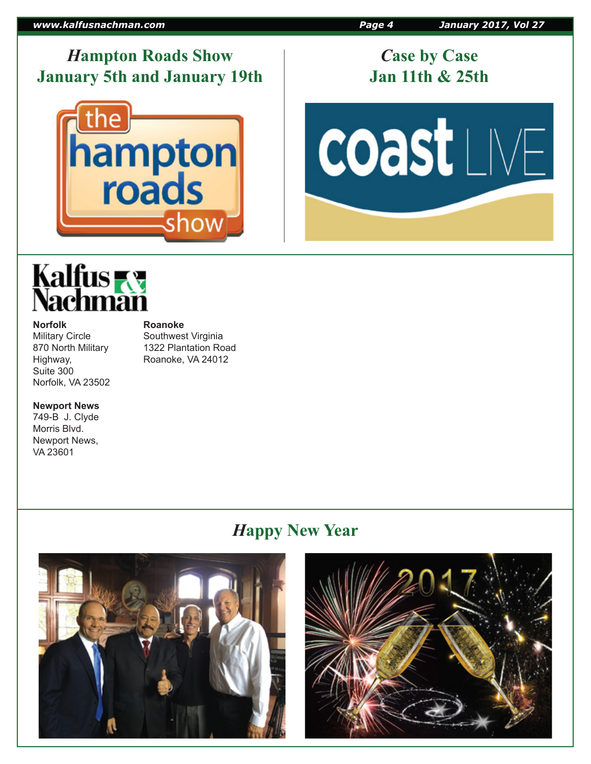## Hampton Roads Show
## January 5th and January 19th

## Case by Case
## Jan 11th & 25th

**Kalfus & Nachman**

**Norfolk**
Military Circle
870 North Military Highway,
Suite 300
Norfolk, VA 23502

**Roanoke**
Southwest Virginia
1322 Plantation Road
Roanoke, VA 24012

**Newport News**
749-B J. Clyde Morris Blvd.
Newport News, VA 23601

## Happy New Year